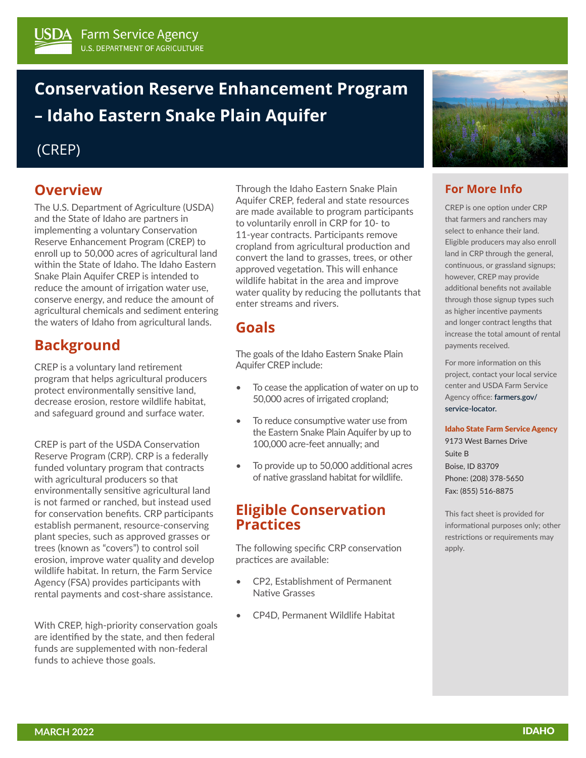USDA Farm Service Agency
U.S. DEPARTMENT OF AGRICULTURE

# Conservation Reserve Enhancement Program – Idaho Eastern Snake Plain Aquifer

(CREP)

## Overview

The U.S. Department of Agriculture (USDA) and the State of Idaho are partners in implementing a voluntary Conservation Reserve Enhancement Program (CREP) to enroll up to 50,000 acres of agricultural land within the State of Idaho. The Idaho Eastern Snake Plain Aquifer CREP is intended to reduce the amount of irrigation water use, conserve energy, and reduce the amount of agricultural chemicals and sediment entering the waters of Idaho from agricultural lands.

## Background

CREP is a voluntary land retirement program that helps agricultural producers protect environmentally sensitive land, decrease erosion, restore wildlife habitat, and safeguard ground and surface water.

CREP is part of the USDA Conservation Reserve Program (CRP). CRP is a federally funded voluntary program that contracts with agricultural producers so that environmentally sensitive agricultural land is not farmed or ranched, but instead used for conservation benefits. CRP participants establish permanent, resource-conserving plant species, such as approved grasses or trees (known as "covers") to control soil erosion, improve water quality and develop wildlife habitat. In return, the Farm Service Agency (FSA) provides participants with rental payments and cost-share assistance.

With CREP, high-priority conservation goals are identified by the state, and then federal funds are supplemented with non-federal funds to achieve those goals.

Through the Idaho Eastern Snake Plain Aquifer CREP, federal and state resources are made available to program participants to voluntarily enroll in CRP for 10- to 11-year contracts. Participants remove cropland from agricultural production and convert the land to grasses, trees, or other approved vegetation. This will enhance wildlife habitat in the area and improve water quality by reducing the pollutants that enter streams and rivers.

## Goals

The goals of the Idaho Eastern Snake Plain Aquifer CREP include:

- To cease the application of water on up to 50,000 acres of irrigated cropland;
- To reduce consumptive water use from the Eastern Snake Plain Aquifer by up to 100,000 acre-feet annually; and
- To provide up to 50,000 additional acres of native grassland habitat for wildlife.

## Eligible Conservation Practices

The following specific CRP conservation practices are available:

- CP2, Establishment of Permanent Native Grasses
- CP4D, Permanent Wildlife Habitat

## For More Info

CREP is one option under CRP that farmers and ranchers may select to enhance their land. Eligible producers may also enroll land in CRP through the general, continuous, or grassland signups; however, CREP may provide additional benefits not available through those signup types such as higher incentive payments and longer contract lengths that increase the total amount of rental payments received.

For more information on this project, contact your local service center and USDA Farm Service Agency office: farmers.gov/service-locator.

**Idaho State Farm Service Agency**
9173 West Barnes Drive
Suite B
Boise, ID 83709
Phone: (208) 378-5650
Fax: (855) 516-8875

This fact sheet is provided for informational purposes only; other restrictions or requirements may apply.

MARCH 2022 — IDAHO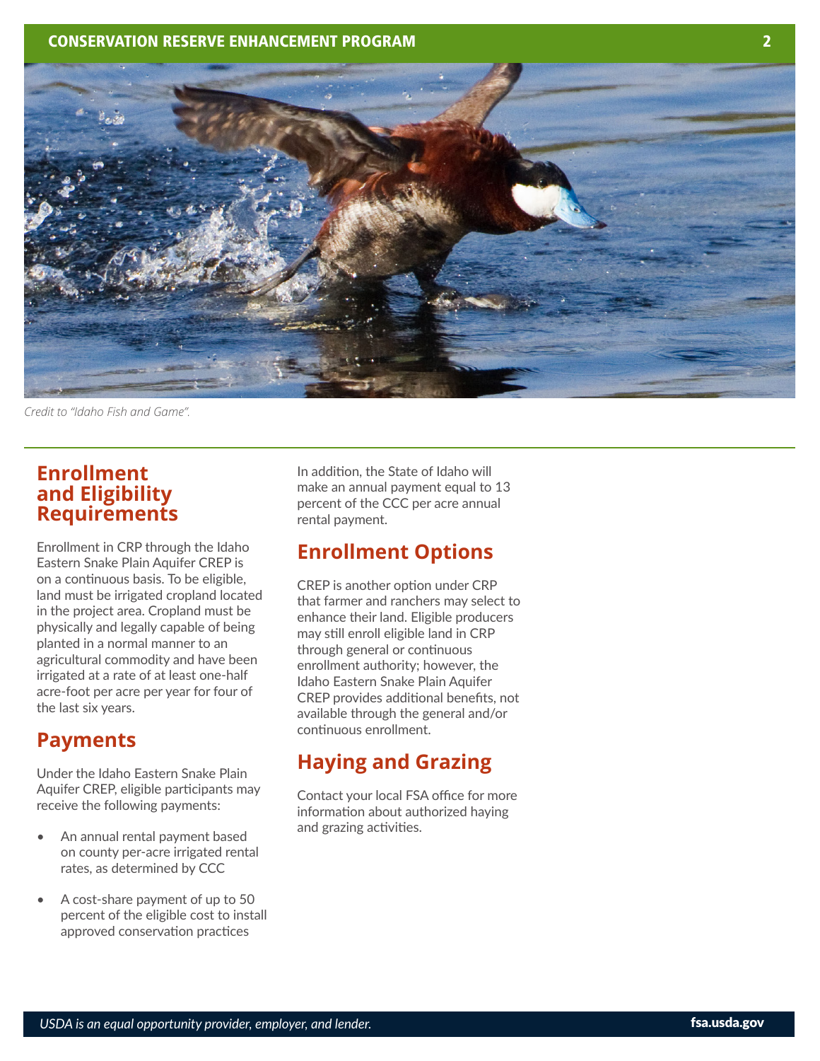Credit to "Idaho Fish and Game".

## Enrollment and Eligibility Requirements

Enrollment in CRP through the Idaho Eastern Snake Plain Aquifer CREP is on a continuous basis. To be eligible, land must be irrigated cropland located in the project area. Cropland must be physically and legally capable of being planted in a normal manner to an agricultural commodity and have been irrigated at a rate of at least one-half acre-foot per acre per year for four of the last six years.

## Payments

Under the Idaho Eastern Snake Plain Aquifer CREP, eligible participants may receive the following payments:

- An annual rental payment based on county per-acre irrigated rental rates, as determined by CCC
- A cost-share payment of up to 50 percent of the eligible cost to install approved conservation practices

In addition, the State of Idaho will make an annual payment equal to 13 percent of the CCC per acre annual rental payment.

## Enrollment Options

CREP is another option under CRP that farmer and ranchers may select to enhance their land. Eligible producers may still enroll eligible land in CRP through general or continuous enrollment authority; however, the Idaho Eastern Snake Plain Aquifer CREP provides additional benefits, not available through the general and/or continuous enrollment.

## Haying and Grazing

Contact your local FSA office for more information about authorized haying and grazing activities.

*USDA is an equal opportunity provider, employer, and lender.*